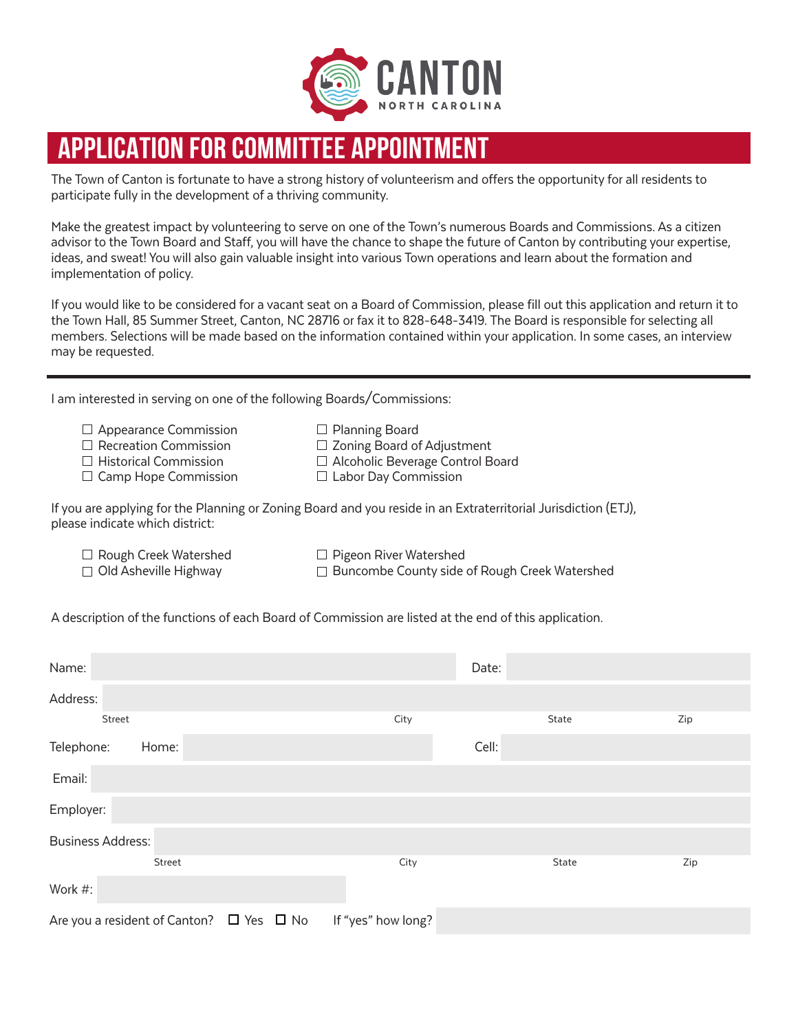CANTON
NORTH CAROLINA

# APPLICATION FOR COMMITTEE APPOINTMENT

The Town of Canton is fortunate to have a strong history of volunteerism and offers the opportunity for all residents to participate fully in the development of a thriving community.

Make the greatest impact by volunteering to serve on one of the Town's numerous Boards and Commissions. As a citizen advisor to the Town Board and Staff, you will have the chance to shape the future of Canton by contributing your expertise, ideas, and sweat! You will also gain valuable insight into various Town operations and learn about the formation and implementation of policy.

If you would like to be considered for a vacant seat on a Board of Commission, please fill out this application and return it to the Town Hall, 85 Summer Street, Canton, NC 28716 or fax it to 828-648-3419. The Board is responsible for selecting all members. Selections will be made based on the information contained within your application. In some cases, an interview may be requested.

---

I am interested in serving on one of the following Boards/Commissions:

- ☐ Appearance Commission
- ☐ Recreation Commission
- ☐ Historical Commission
- ☐ Camp Hope Commission
- ☐ Planning Board
- ☐ Zoning Board of Adjustment
- ☐ Alcoholic Beverage Control Board
- ☐ Labor Day Commission

If you are applying for the Planning or Zoning Board and you reside in an Extraterritorial Jurisdiction (ETJ), please indicate which district:

- ☐ Rough Creek Watershed
- ☐ Old Asheville Highway
- ☐ Pigeon River Watershed
- ☐ Buncombe County side of Rough Creek Watershed

A description of the functions of each Board of Commission are listed at the end of this application.

Name: ____________________ Date: ____________________

Address: ____________________
Street City State Zip

Telephone: Home: ____________________ Cell: ____________________

Email: ____________________

Employer: ____________________

Business Address: ____________________
Street City State Zip

Work #: ____________________

Are you a resident of Canton? ☐ Yes ☐ No If "yes" how long? ____________________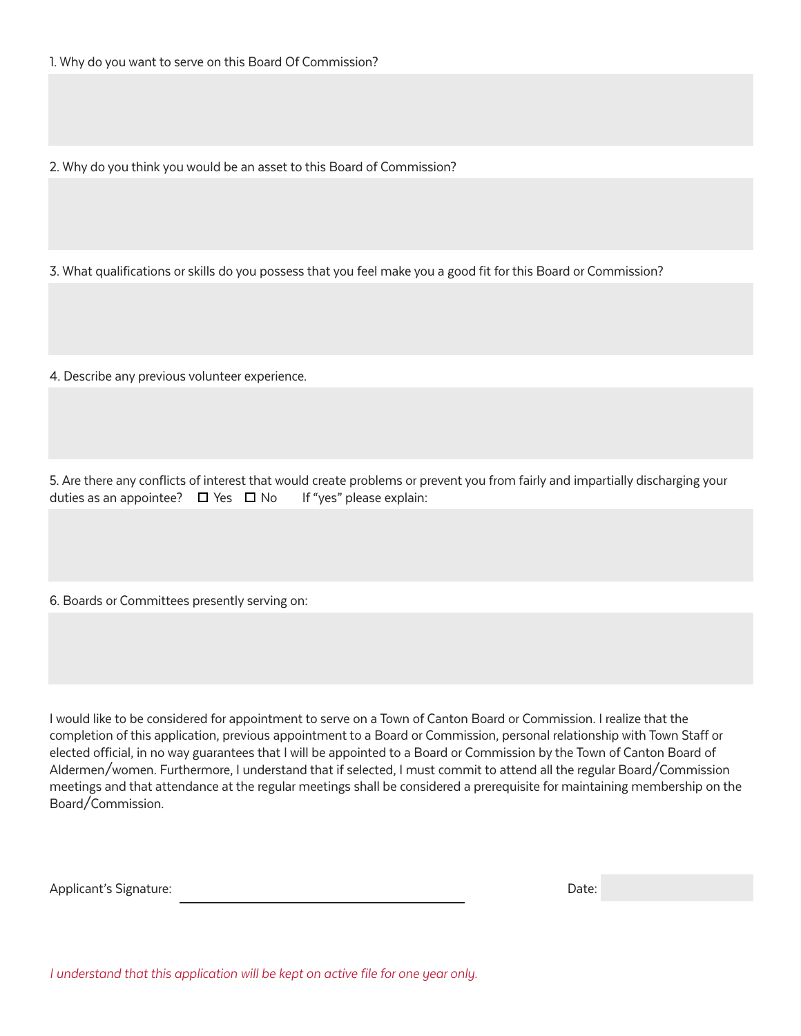1. Why do you want to serve on this Board Of Commission?

2. Why do you think you would be an asset to this Board of Commission?

3. What qualifications or skills do you possess that you feel make you a good fit for this Board or Commission?

4. Describe any previous volunteer experience.

5. Are there any conflicts of interest that would create problems or prevent you from fairly and impartially discharging your duties as an appointee? ☐ Yes ☐ No If "yes" please explain:

6. Boards or Committees presently serving on:

I would like to be considered for appointment to serve on a Town of Canton Board or Commission. I realize that the completion of this application, previous appointment to a Board or Commission, personal relationship with Town Staff or elected official, in no way guarantees that I will be appointed to a Board or Commission by the Town of Canton Board of Aldermen/women. Furthermore, I understand that if selected, I must commit to attend all the regular Board/Commission meetings and that attendance at the regular meetings shall be considered a prerequisite for maintaining membership on the Board/Commission.

Applicant's Signature: ______________________________ Date: __________

*I understand that this application will be kept on active file for one year only.*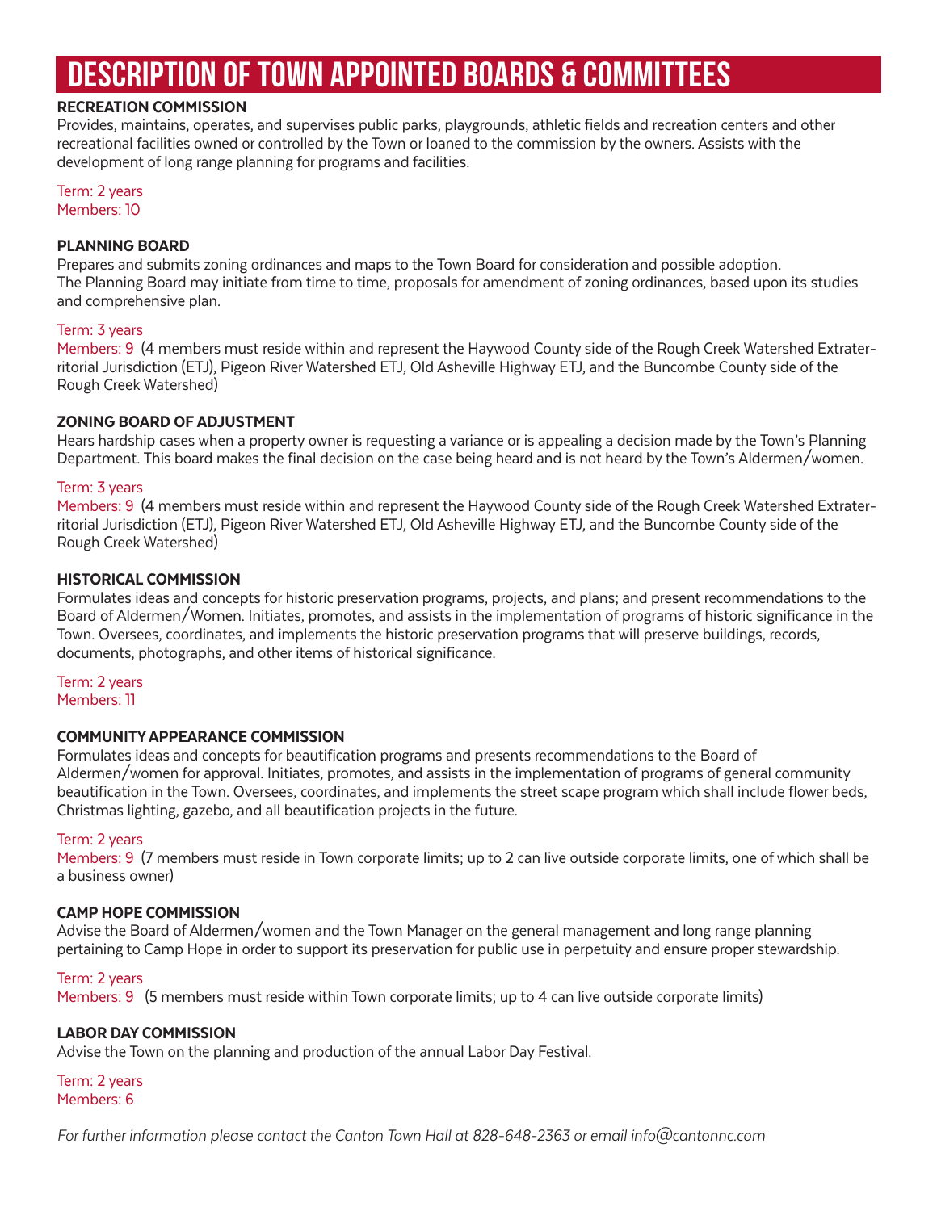# DESCRIPTION OF TOWN APPOINTED BOARDS & COMMITTEES

**RECREATION COMMISSION**
Provides, maintains, operates, and supervises public parks, playgrounds, athletic fields and recreation centers and other recreational facilities owned or controlled by the Town or loaned to the commission by the owners. Assists with the development of long range planning for programs and facilities.

Term: 2 years
Members: 10

**PLANNING BOARD**
Prepares and submits zoning ordinances and maps to the Town Board for consideration and possible adoption. The Planning Board may initiate from time to time, proposals for amendment of zoning ordinances, based upon its studies and comprehensive plan.

Term: 3 years
Members: 9 (4 members must reside within and represent the Haywood County side of the Rough Creek Watershed Extraterritorial Jurisdiction (ETJ), Pigeon River Watershed ETJ, Old Asheville Highway ETJ, and the Buncombe County side of the Rough Creek Watershed)

**ZONING BOARD OF ADJUSTMENT**
Hears hardship cases when a property owner is requesting a variance or is appealing a decision made by the Town's Planning Department. This board makes the final decision on the case being heard and is not heard by the Town's Aldermen/women.

Term: 3 years
Members: 9 (4 members must reside within and represent the Haywood County side of the Rough Creek Watershed Extraterritorial Jurisdiction (ETJ), Pigeon River Watershed ETJ, Old Asheville Highway ETJ, and the Buncombe County side of the Rough Creek Watershed)

**HISTORICAL COMMISSION**
Formulates ideas and concepts for historic preservation programs, projects, and plans; and present recommendations to the Board of Aldermen/Women. Initiates, promotes, and assists in the implementation of programs of historic significance in the Town. Oversees, coordinates, and implements the historic preservation programs that will preserve buildings, records, documents, photographs, and other items of historical significance.

Term: 2 years
Members: 11

**COMMUNITY APPEARANCE COMMISSION**
Formulates ideas and concepts for beautification programs and presents recommendations to the Board of Aldermen/women for approval. Initiates, promotes, and assists in the implementation of programs of general community beautification in the Town. Oversees, coordinates, and implements the street scape program which shall include flower beds, Christmas lighting, gazebo, and all beautification projects in the future.

Term: 2 years
Members: 9 (7 members must reside in Town corporate limits; up to 2 can live outside corporate limits, one of which shall be a business owner)

**CAMP HOPE COMMISSION**
Advise the Board of Aldermen/women and the Town Manager on the general management and long range planning pertaining to Camp Hope in order to support its preservation for public use in perpetuity and ensure proper stewardship.

Term: 2 years
Members: 9 (5 members must reside within Town corporate limits; up to 4 can live outside corporate limits)

**LABOR DAY COMMISSION**
Advise the Town on the planning and production of the annual Labor Day Festival.

Term: 2 years
Members: 6

*For further information please contact the Canton Town Hall at 828-648-2363 or email info@cantonnc.com*